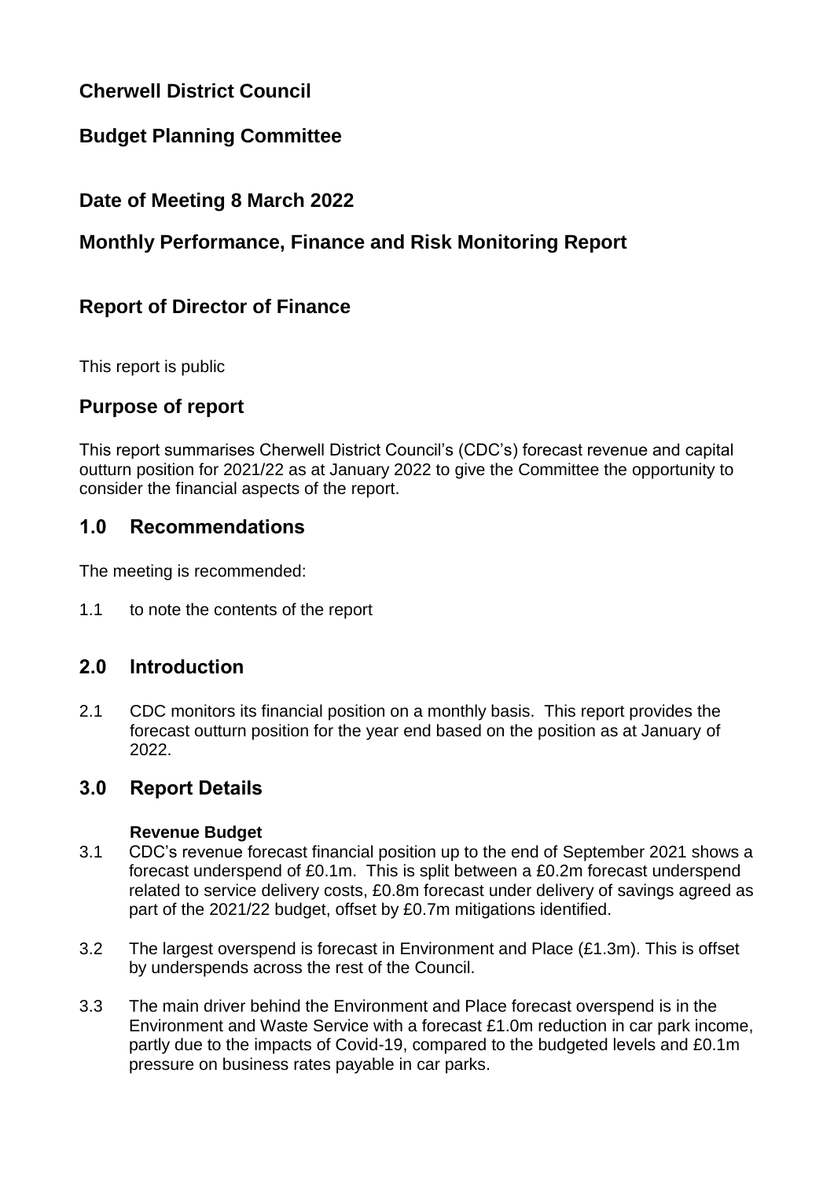# Cherwell District Council

## Budget Planning Committee

## Date of Meeting 8 March 2022

## Monthly Performance, Finance and Risk Monitoring Report

## Report of Director of Finance

This report is public

## Purpose of report

This report summarises Cherwell District Council's (CDC's) forecast revenue and capital outturn position for 2021/22 as at January 2022 to give the Committee the opportunity to consider the financial aspects of the report.

## 1.0 Recommendations

The meeting is recommended:

1.1 to note the contents of the report

## 2.0 Introduction

2.1 CDC monitors its financial position on a monthly basis. This report provides the forecast outturn position for the year end based on the position as at January of 2022.

## 3.0 Report Details

**Revenue Budget**

3.1 CDC's revenue forecast financial position up to the end of September 2021 shows a forecast underspend of £0.1m. This is split between a £0.2m forecast underspend related to service delivery costs, £0.8m forecast under delivery of savings agreed as part of the 2021/22 budget, offset by £0.7m mitigations identified.

3.2 The largest overspend is forecast in Environment and Place (£1.3m). This is offset by underspends across the rest of the Council.

3.3 The main driver behind the Environment and Place forecast overspend is in the Environment and Waste Service with a forecast £1.0m reduction in car park income, partly due to the impacts of Covid-19, compared to the budgeted levels and £0.1m pressure on business rates payable in car parks.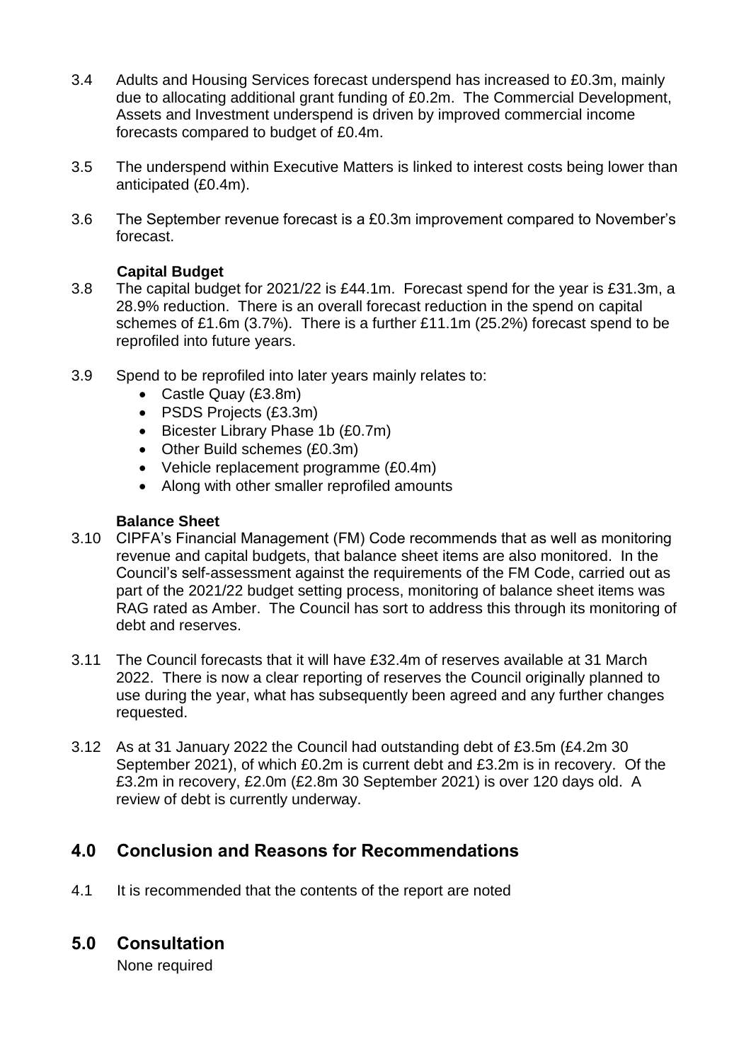3.4 Adults and Housing Services forecast underspend has increased to £0.3m, mainly due to allocating additional grant funding of £0.2m. The Commercial Development, Assets and Investment underspend is driven by improved commercial income forecasts compared to budget of £0.4m.

3.5 The underspend within Executive Matters is linked to interest costs being lower than anticipated (£0.4m).

3.6 The September revenue forecast is a £0.3m improvement compared to November's forecast.

**Capital Budget**

3.8 The capital budget for 2021/22 is £44.1m. Forecast spend for the year is £31.3m, a 28.9% reduction. There is an overall forecast reduction in the spend on capital schemes of £1.6m (3.7%). There is a further £11.1m (25.2%) forecast spend to be reprofiled into future years.

3.9 Spend to be reprofiled into later years mainly relates to:

- Castle Quay (£3.8m)
- PSDS Projects (£3.3m)
- Bicester Library Phase 1b (£0.7m)
- Other Build schemes (£0.3m)
- Vehicle replacement programme (£0.4m)
- Along with other smaller reprofiled amounts

**Balance Sheet**

3.10 CIPFA's Financial Management (FM) Code recommends that as well as monitoring revenue and capital budgets, that balance sheet items are also monitored. In the Council's self-assessment against the requirements of the FM Code, carried out as part of the 2021/22 budget setting process, monitoring of balance sheet items was RAG rated as Amber. The Council has sort to address this through its monitoring of debt and reserves.

3.11 The Council forecasts that it will have £32.4m of reserves available at 31 March 2022. There is now a clear reporting of reserves the Council originally planned to use during the year, what has subsequently been agreed and any further changes requested.

3.12 As at 31 January 2022 the Council had outstanding debt of £3.5m (£4.2m 30 September 2021), of which £0.2m is current debt and £3.2m is in recovery. Of the £3.2m in recovery, £2.0m (£2.8m 30 September 2021) is over 120 days old. A review of debt is currently underway.

## 4.0 Conclusion and Reasons for Recommendations

4.1 It is recommended that the contents of the report are noted

## 5.0 Consultation

None required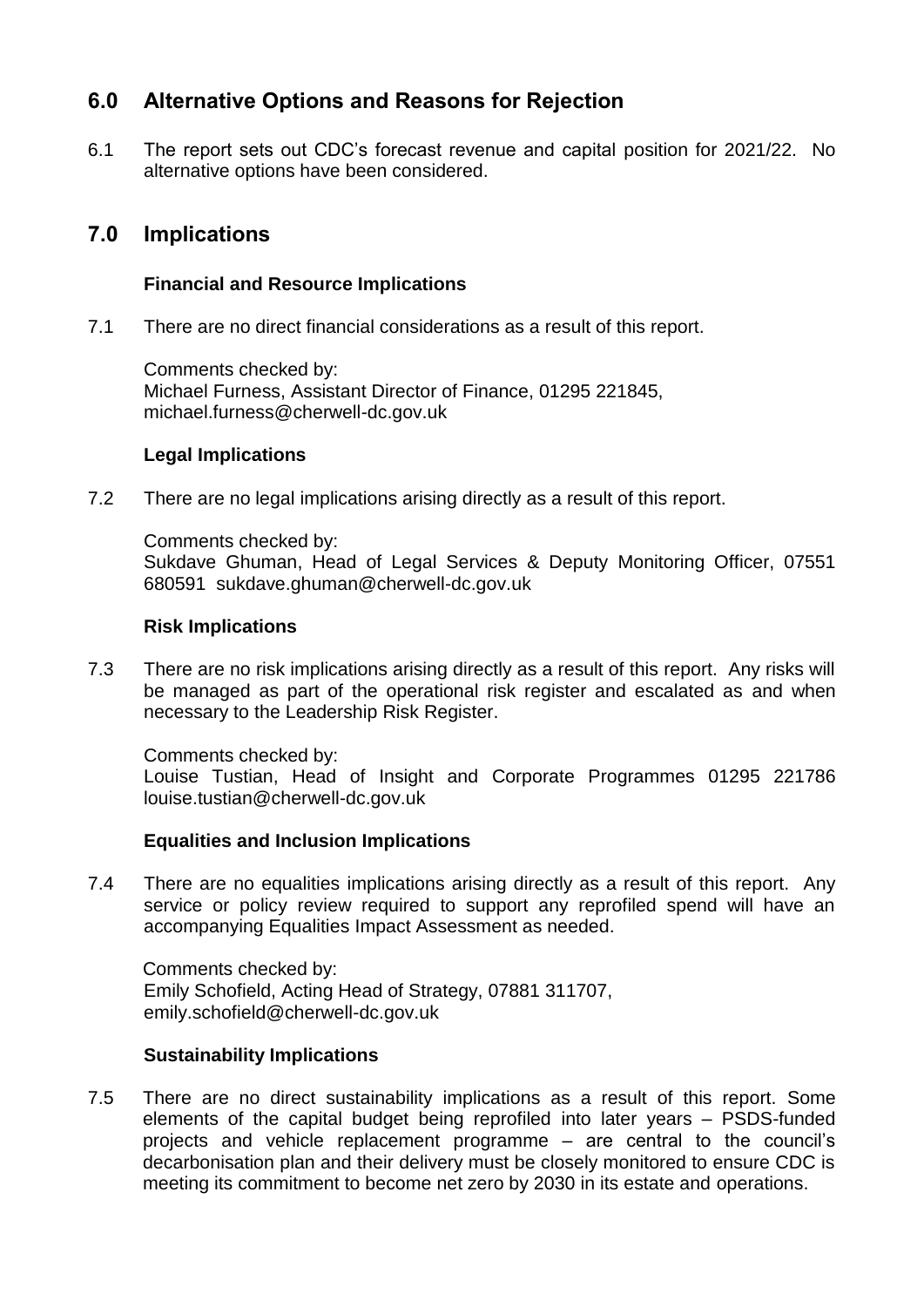## 6.0 Alternative Options and Reasons for Rejection

6.1 The report sets out CDC's forecast revenue and capital position for 2021/22. No alternative options have been considered.

## 7.0 Implications

### Financial and Resource Implications

7.1 There are no direct financial considerations as a result of this report.

Comments checked by:
Michael Furness, Assistant Director of Finance, 01295 221845, michael.furness@cherwell-dc.gov.uk

### Legal Implications

7.2 There are no legal implications arising directly as a result of this report.

Comments checked by:
Sukdave Ghuman, Head of Legal Services & Deputy Monitoring Officer, 07551 680591 sukdave.ghuman@cherwell-dc.gov.uk

### Risk Implications

7.3 There are no risk implications arising directly as a result of this report. Any risks will be managed as part of the operational risk register and escalated as and when necessary to the Leadership Risk Register.

Comments checked by:
Louise Tustian, Head of Insight and Corporate Programmes 01295 221786 louise.tustian@cherwell-dc.gov.uk

### Equalities and Inclusion Implications

7.4 There are no equalities implications arising directly as a result of this report. Any service or policy review required to support any reprofiled spend will have an accompanying Equalities Impact Assessment as needed.

Comments checked by:
Emily Schofield, Acting Head of Strategy, 07881 311707, emily.schofield@cherwell-dc.gov.uk

### Sustainability Implications

7.5 There are no direct sustainability implications as a result of this report. Some elements of the capital budget being reprofiled into later years – PSDS-funded projects and vehicle replacement programme – are central to the council's decarbonisation plan and their delivery must be closely monitored to ensure CDC is meeting its commitment to become net zero by 2030 in its estate and operations.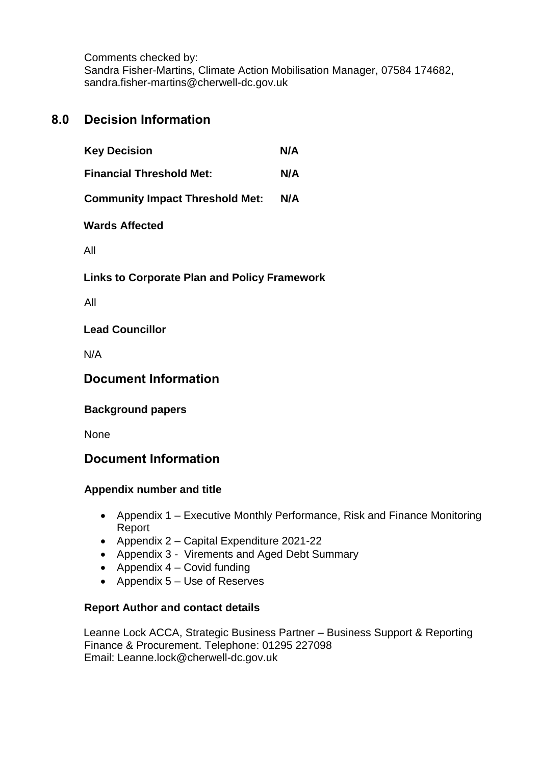Comments checked by:
Sandra Fisher-Martins, Climate Action Mobilisation Manager, 07584 174682, sandra.fisher-martins@cherwell-dc.gov.uk

## 8.0 Decision Information

| | |
|---|---|
| **Key Decision** | **N/A** |
| **Financial Threshold Met:** | **N/A** |
| **Community Impact Threshold Met:** | **N/A** |

**Wards Affected**

All

**Links to Corporate Plan and Policy Framework**

All

**Lead Councillor**

N/A

## Document Information

**Background papers**

None

## Document Information

**Appendix number and title**

- Appendix 1 – Executive Monthly Performance, Risk and Finance Monitoring Report
- Appendix 2 – Capital Expenditure 2021-22
- Appendix 3 - Virements and Aged Debt Summary
- Appendix 4 – Covid funding
- Appendix 5 – Use of Reserves

**Report Author and contact details**

Leanne Lock ACCA, Strategic Business Partner – Business Support & Reporting
Finance & Procurement. Telephone: 01295 227098
Email: Leanne.lock@cherwell-dc.gov.uk